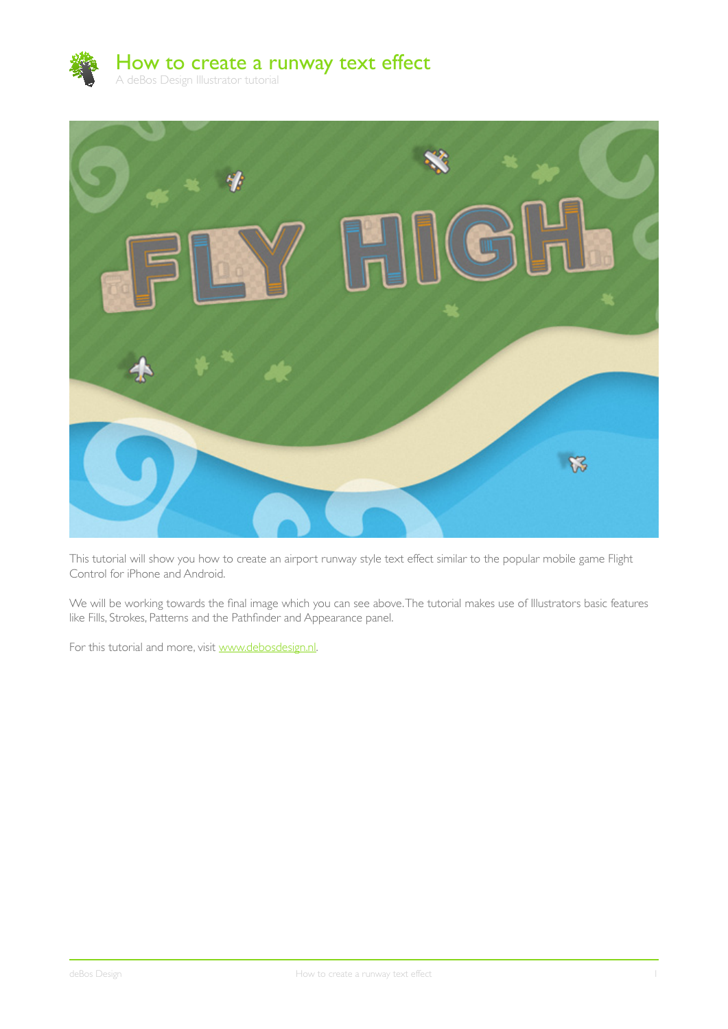# How to create a runway text effect

A deBos Design Illustrator tutorial

This tutorial will show you how to create an airport runway style text effect similar to the popular mobile game Flight Control for iPhone and Android.

We will be working towards the final image which you can see above. The tutorial makes use of Illustrators basic features like Fills, Strokes, Patterns and the Pathfinder and Appearance panel.

For this tutorial and more, visit www.debosdesign.nl.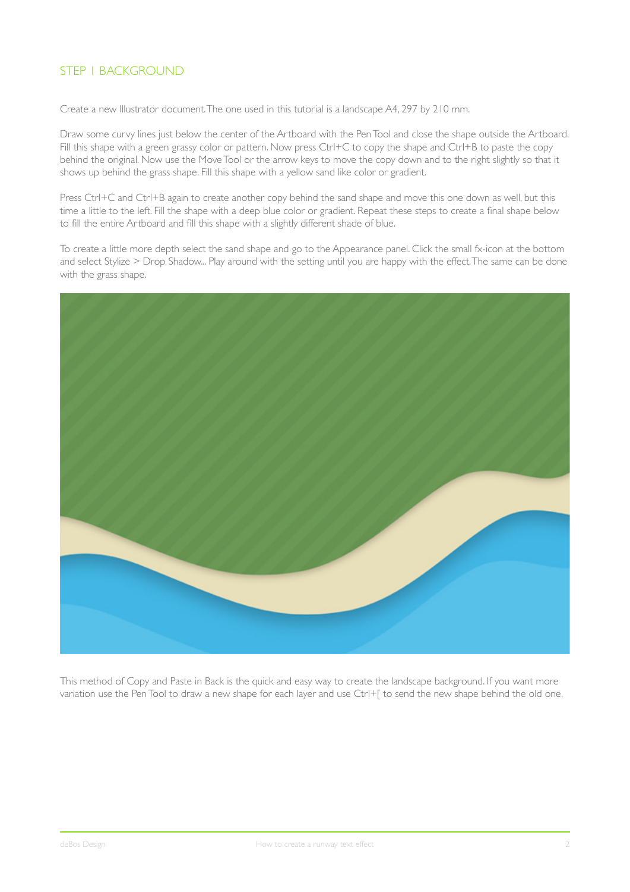## STEP 1 BACKGROUND

Create a new Illustrator document. The one used in this tutorial is a landscape A4, 297 by 210 mm.

Draw some curvy lines just below the center of the Artboard with the Pen Tool and close the shape outside the Artboard. Fill this shape with a green grassy color or pattern. Now press Ctrl+C to copy the shape and Ctrl+B to paste the copy behind the original. Now use the Move Tool or the arrow keys to move the copy down and to the right slightly so that it shows up behind the grass shape. Fill this shape with a yellow sand like color or gradient.

Press Ctrl+C and Ctrl+B again to create another copy behind the sand shape and move this one down as well, but this time a little to the left. Fill the shape with a deep blue color or gradient. Repeat these steps to create a final shape below to fill the entire Artboard and fill this shape with a slightly different shade of blue.

To create a little more depth select the sand shape and go to the Appearance panel. Click the small fx-icon at the bottom and select Stylize > Drop Shadow... Play around with the setting until you are happy with the effect. The same can be done with the grass shape.

This method of Copy and Paste in Back is the quick and easy way to create the landscape background. If you want more variation use the Pen Tool to draw a new shape for each layer and use Ctrl+[ to send the new shape behind the old one.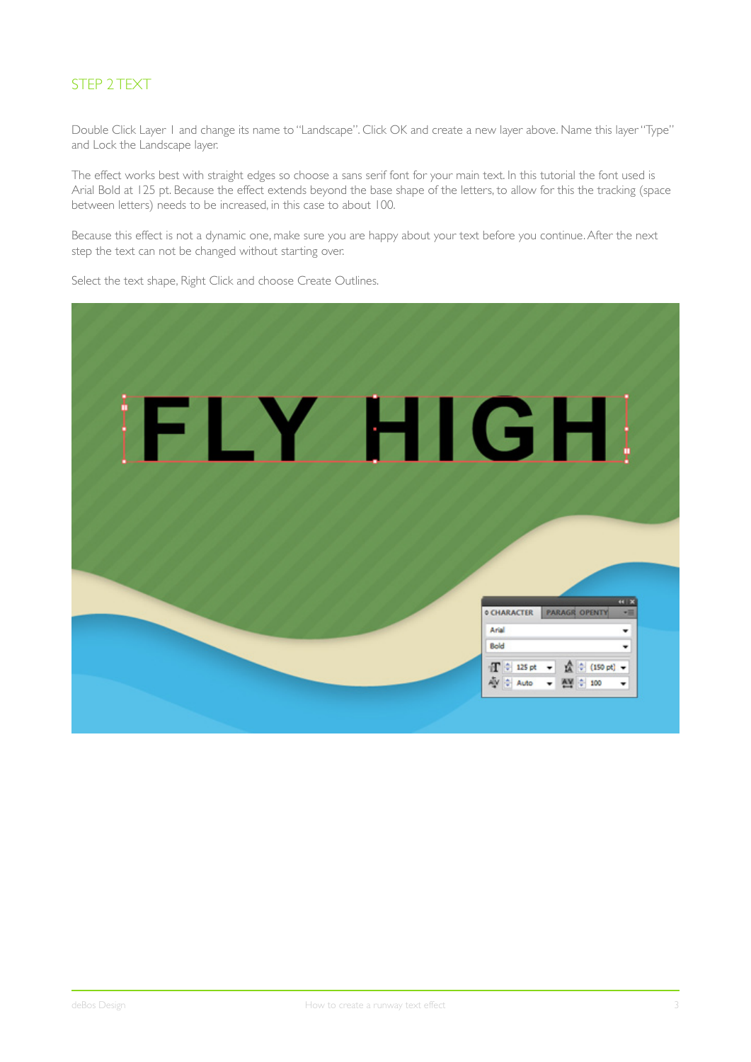## STEP 2 TEXT

Double Click Layer 1 and change its name to "Landscape". Click OK and create a new layer above. Name this layer "Type" and Lock the Landscape layer.

The effect works best with straight edges so choose a sans serif font for your main text. In this tutorial the font used is Arial Bold at 125 pt. Because the effect extends beyond the base shape of the letters, to allow for this the tracking (space between letters) needs to be increased, in this case to about 100.

Because this effect is not a dynamic one, make sure you are happy about your text before you continue. After the next step the text can not be changed without starting over.

Select the text shape, Right Click and choose Create Outlines.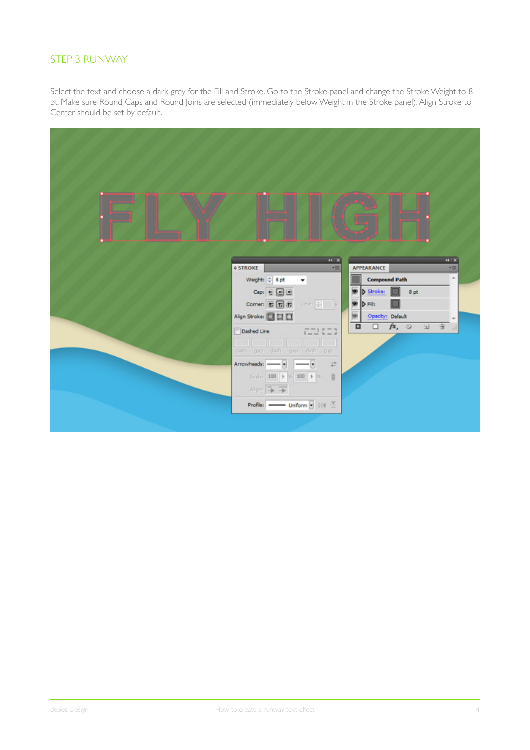## STEP 3 RUNWAY

Select the text and choose a dark grey for the Fill and Stroke. Go to the Stroke panel and change the Stroke Weight to 8 pt. Make sure Round Caps and Round Joins are selected (immediately below Weight in the Stroke panel). Align Stroke to Center should be set by default.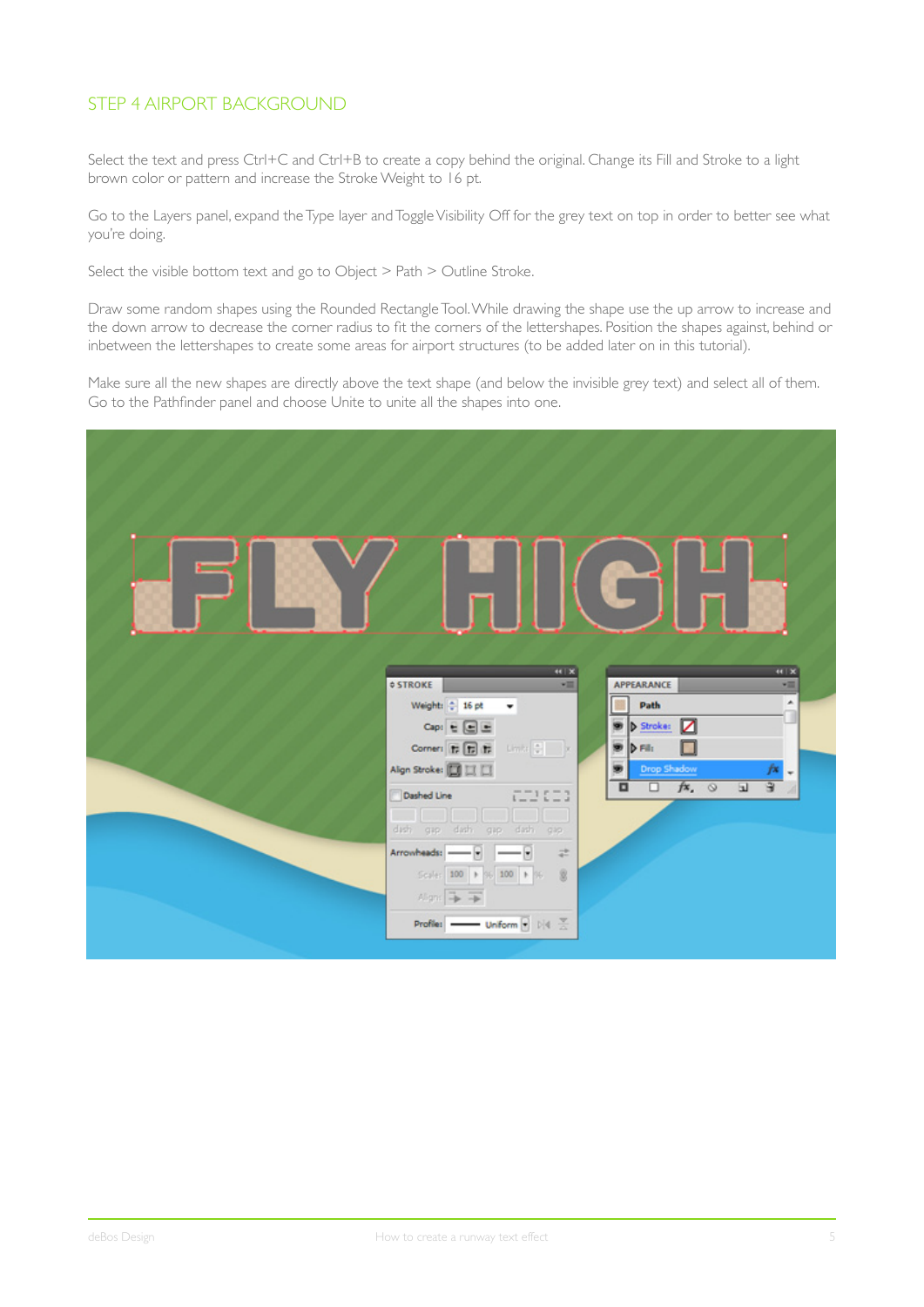## STEP 4 AIRPORT BACKGROUND

Select the text and press Ctrl+C and Ctrl+B to create a copy behind the original. Change its Fill and Stroke to a light brown color or pattern and increase the Stroke Weight to 16 pt.

Go to the Layers panel, expand the Type layer and Toggle Visibility Off for the grey text on top in order to better see what you're doing.

Select the visible bottom text and go to Object > Path > Outline Stroke.

Draw some random shapes using the Rounded Rectangle Tool. While drawing the shape use the up arrow to increase and the down arrow to decrease the corner radius to fit the corners of the lettershapes. Position the shapes against, behind or inbetween the lettershapes to create some areas for airport structures (to be added later on in this tutorial).

Make sure all the new shapes are directly above the text shape (and below the invisible grey text) and select all of them. Go to the Pathfinder panel and choose Unite to unite all the shapes into one.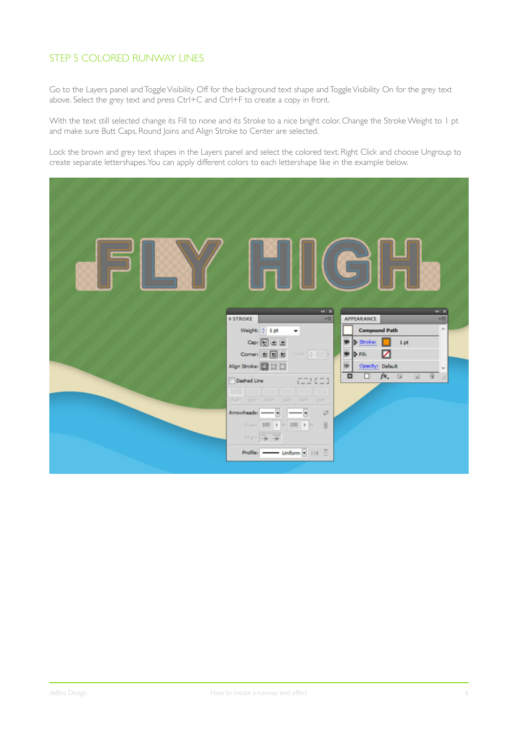## STEP 5 COLORED RUNWAY LINES

Go to the Layers panel and Toggle Visibility Off for the background text shape and Toggle Visibility On for the grey text above. Select the grey text and press Ctrl+C and Ctrl+F to create a copy in front.

With the text still selected change its Fill to none and its Stroke to a nice bright color. Change the Stroke Weight to 1 pt and make sure Butt Caps, Round Joins and Align Stroke to Center are selected.

Lock the brown and grey text shapes in the Layers panel and select the colored text. Right Click and choose Ungroup to create separate lettershapes. You can apply different colors to each lettershape like in the example below.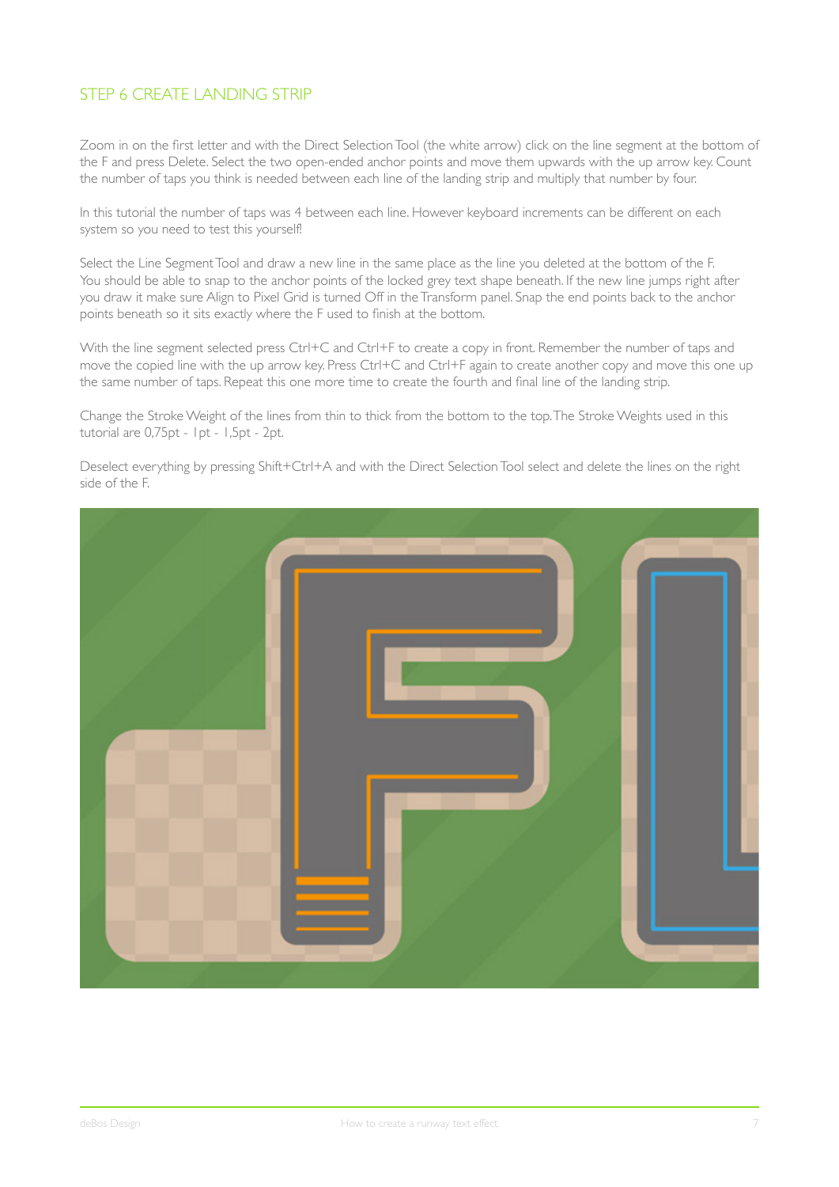## STEP 6 CREATE LANDING STRIP

Zoom in on the first letter and with the Direct Selection Tool (the white arrow) click on the line segment at the bottom of the F and press Delete. Select the two open-ended anchor points and move them upwards with the up arrow key. Count the number of taps you think is needed between each line of the landing strip and multiply that number by four.

In this tutorial the number of taps was 4 between each line. However keyboard increments can be different on each system so you need to test this yourself!

Select the Line Segment Tool and draw a new line in the same place as the line you deleted at the bottom of the F. You should be able to snap to the anchor points of the locked grey text shape beneath. If the new line jumps right after you draw it make sure Align to Pixel Grid is turned Off in the Transform panel. Snap the end points back to the anchor points beneath so it sits exactly where the F used to finish at the bottom.

With the line segment selected press Ctrl+C and Ctrl+F to create a copy in front. Remember the number of taps and move the copied line with the up arrow key. Press Ctrl+C and Ctrl+F again to create another copy and move this one up the same number of taps. Repeat this one more time to create the fourth and final line of the landing strip.

Change the Stroke Weight of the lines from thin to thick from the bottom to the top. The Stroke Weights used in this tutorial are 0,75pt - 1pt - 1,5pt - 2pt.

Deselect everything by pressing Shift+Ctrl+A and with the Direct Selection Tool select and delete the lines on the right side of the F.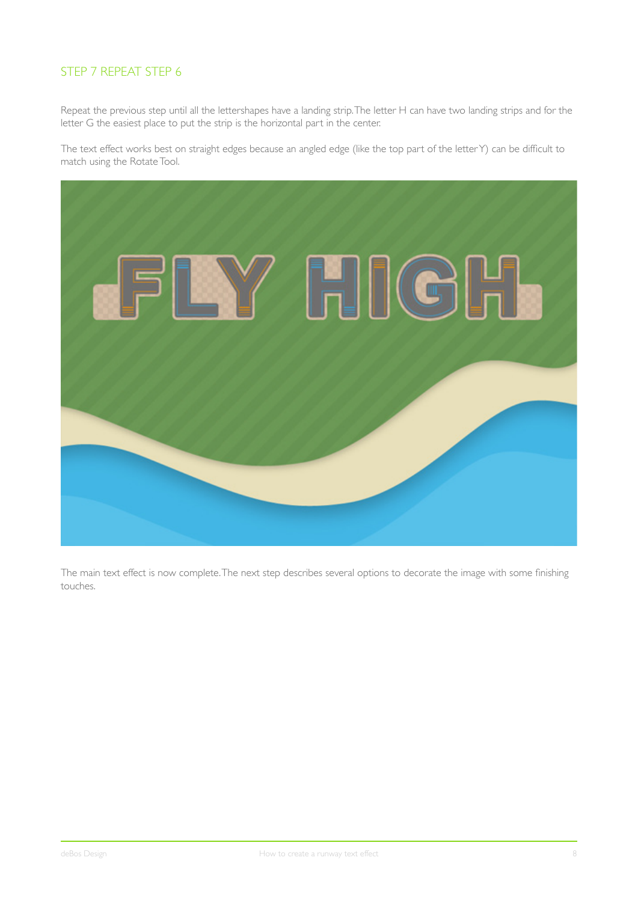## STEP 7 REPEAT STEP 6

Repeat the previous step until all the lettershapes have a landing strip. The letter H can have two landing strips and for the letter G the easiest place to put the strip is the horizontal part in the center.

The text effect works best on straight edges because an angled edge (like the top part of the letter Y) can be difficult to match using the Rotate Tool.

The main text effect is now complete. The next step describes several options to decorate the image with some finishing touches.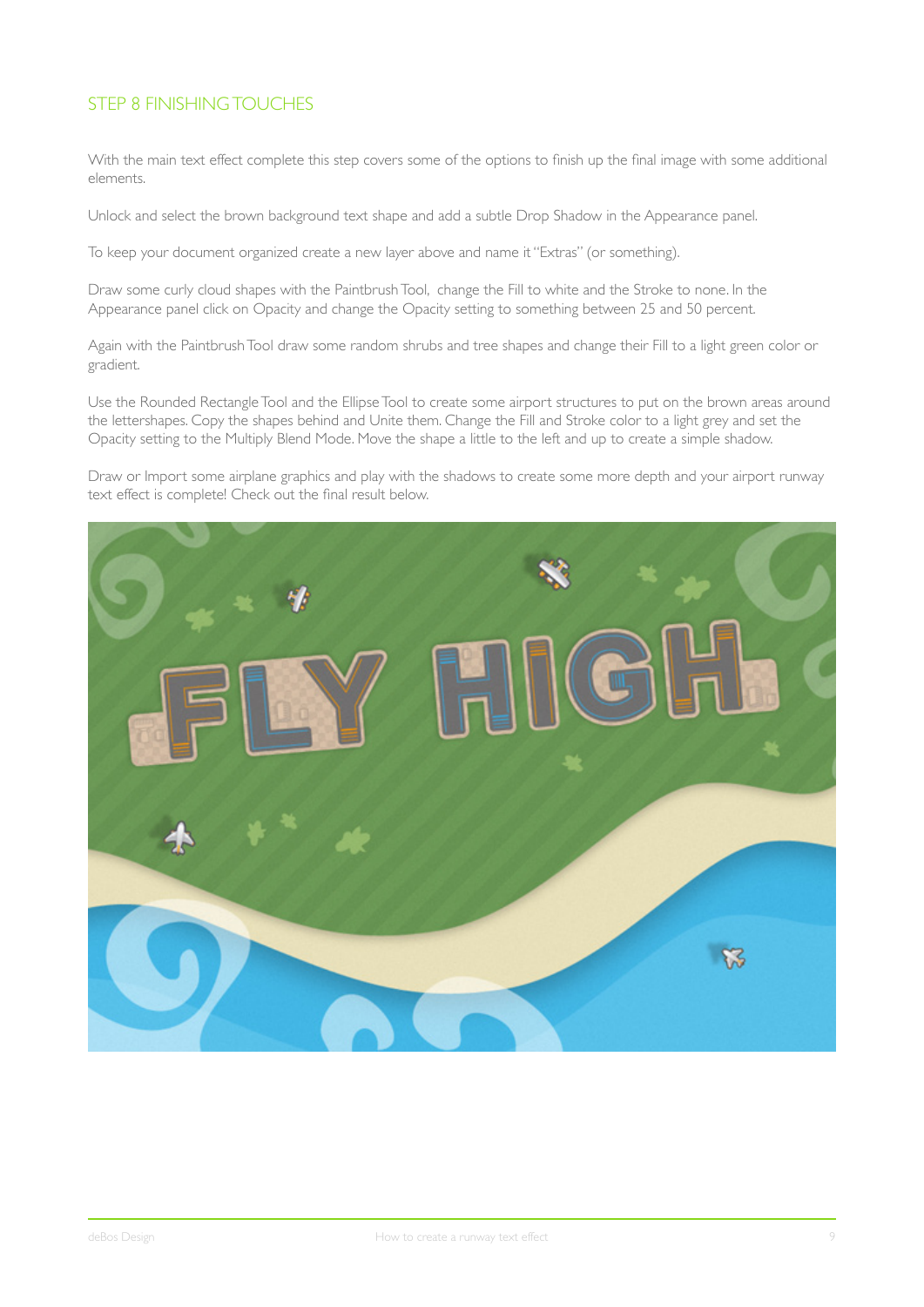## STEP 8 FINISHING TOUCHES

With the main text effect complete this step covers some of the options to finish up the final image with some additional elements.

Unlock and select the brown background text shape and add a subtle Drop Shadow in the Appearance panel.

To keep your document organized create a new layer above and name it "Extras" (or something).

Draw some curly cloud shapes with the Paintbrush Tool, change the Fill to white and the Stroke to none. In the Appearance panel click on Opacity and change the Opacity setting to something between 25 and 50 percent.

Again with the Paintbrush Tool draw some random shrubs and tree shapes and change their Fill to a light green color or gradient.

Use the Rounded Rectangle Tool and the Ellipse Tool to create some airport structures to put on the brown areas around the lettershapes. Copy the shapes behind and Unite them. Change the Fill and Stroke color to a light grey and set the Opacity setting to the Multiply Blend Mode. Move the shape a little to the left and up to create a simple shadow.

Draw or Import some airplane graphics and play with the shadows to create some more depth and your airport runway text effect is complete! Check out the final result below.